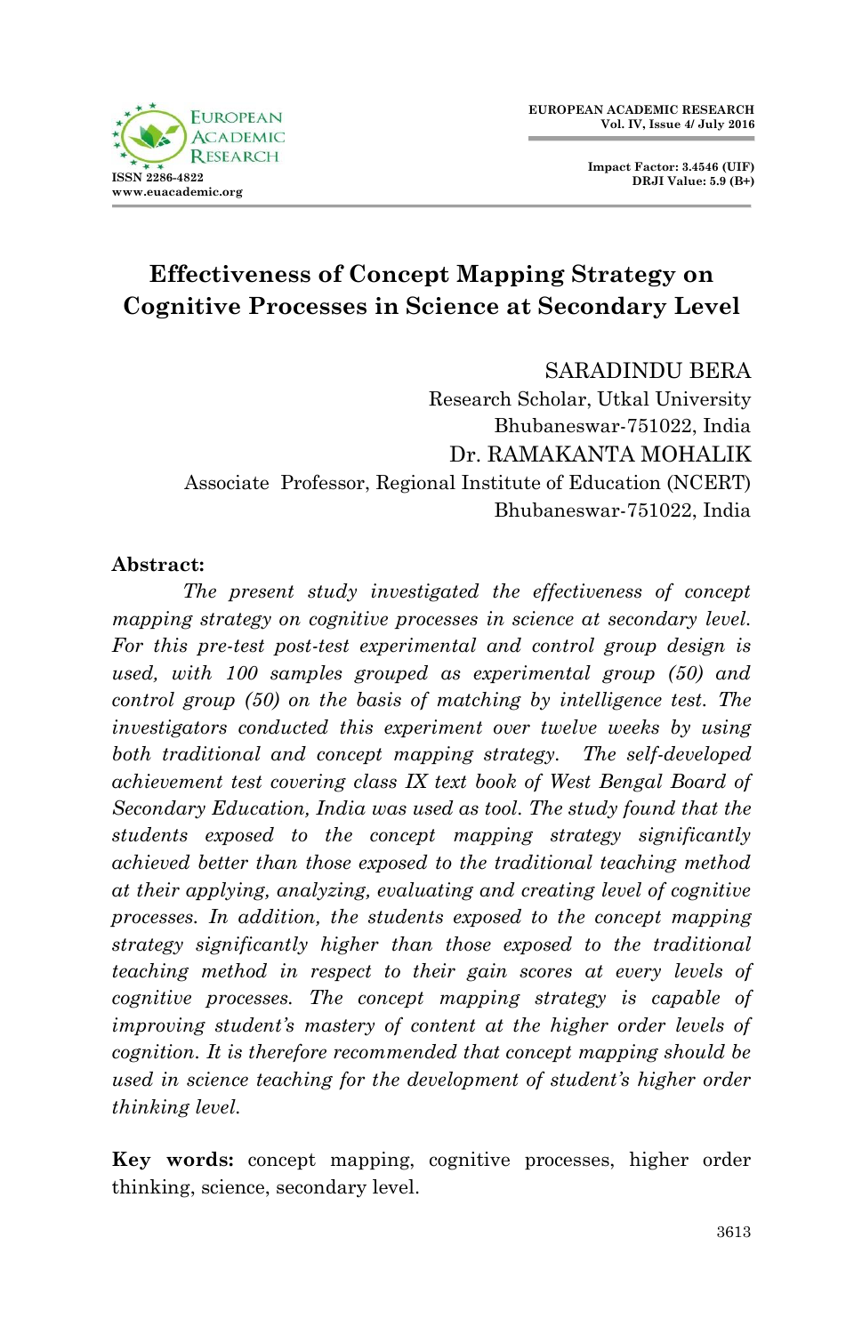# Effectiveness of Concept Mapping Strategy on Cognitive Processes in Science at Secondary Level

SARADINDU BERA
Research Scholar, Utkal University
Bhubaneswar-751022, India

Dr. RAMAKANTA MOHALIK
Associate Professor, Regional Institute of Education (NCERT)
Bhubaneswar-751022, India

**Abstract:**

*The present study investigated the effectiveness of concept mapping strategy on cognitive processes in science at secondary level. For this pre-test post-test experimental and control group design is used, with 100 samples grouped as experimental group (50) and control group (50) on the basis of matching by intelligence test. The investigators conducted this experiment over twelve weeks by using both traditional and concept mapping strategy. The self-developed achievement test covering class IX text book of West Bengal Board of Secondary Education, India was used as tool. The study found that the students exposed to the concept mapping strategy significantly achieved better than those exposed to the traditional teaching method at their applying, analyzing, evaluating and creating level of cognitive processes. In addition, the students exposed to the concept mapping strategy significantly higher than those exposed to the traditional teaching method in respect to their gain scores at every levels of cognitive processes. The concept mapping strategy is capable of improving student's mastery of content at the higher order levels of cognition. It is therefore recommended that concept mapping should be used in science teaching for the development of student's higher order thinking level.*

**Key words:** concept mapping, cognitive processes, higher order thinking, science, secondary level.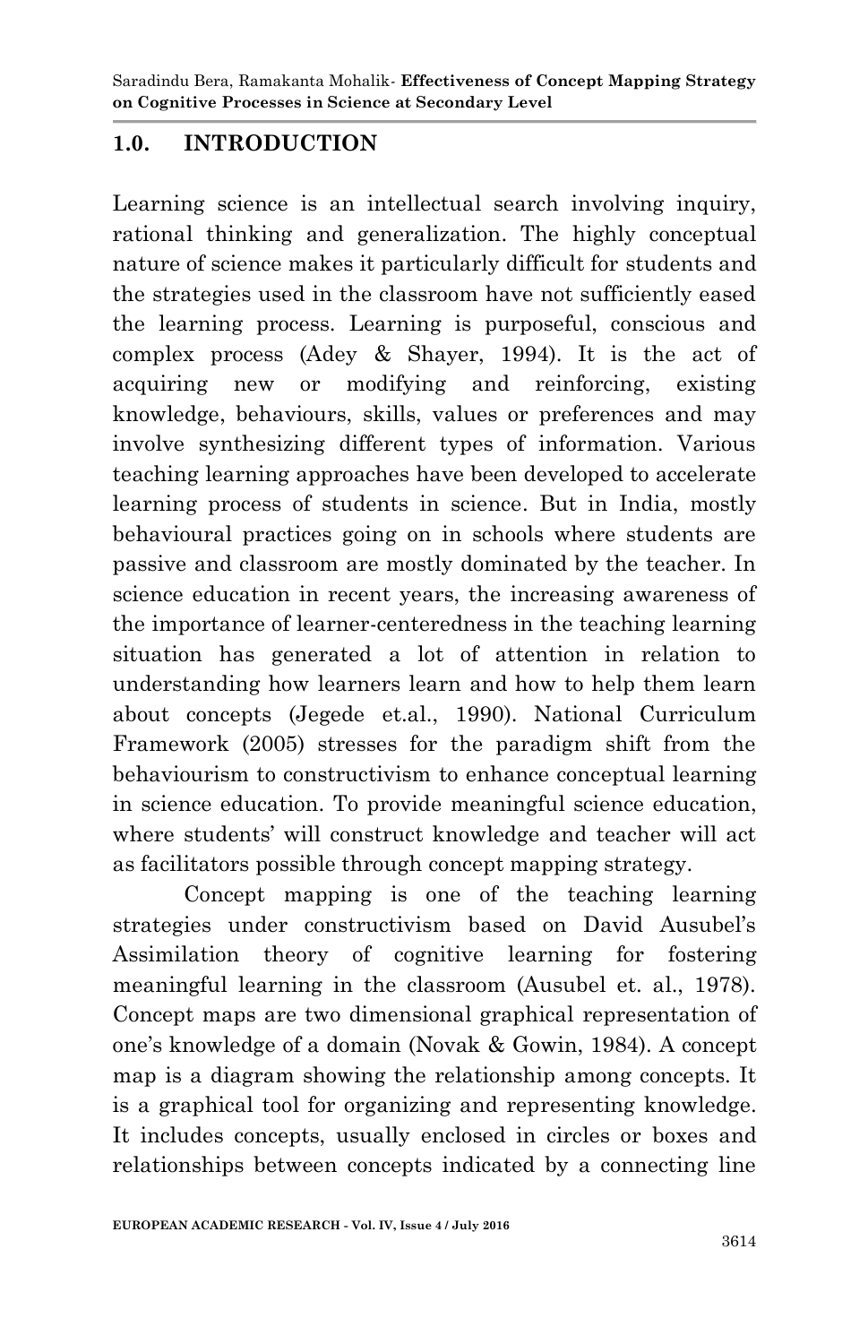## 1.0. INTRODUCTION

Learning science is an intellectual search involving inquiry, rational thinking and generalization. The highly conceptual nature of science makes it particularly difficult for students and the strategies used in the classroom have not sufficiently eased the learning process. Learning is purposeful, conscious and complex process (Adey & Shayer, 1994). It is the act of acquiring new or modifying and reinforcing, existing knowledge, behaviours, skills, values or preferences and may involve synthesizing different types of information. Various teaching learning approaches have been developed to accelerate learning process of students in science. But in India, mostly behavioural practices going on in schools where students are passive and classroom are mostly dominated by the teacher. In science education in recent years, the increasing awareness of the importance of learner-centeredness in the teaching learning situation has generated a lot of attention in relation to understanding how learners learn and how to help them learn about concepts (Jegede et.al., 1990). National Curriculum Framework (2005) stresses for the paradigm shift from the behaviourism to constructivism to enhance conceptual learning in science education. To provide meaningful science education, where students' will construct knowledge and teacher will act as facilitators possible through concept mapping strategy.

Concept mapping is one of the teaching learning strategies under constructivism based on David Ausubel's Assimilation theory of cognitive learning for fostering meaningful learning in the classroom (Ausubel et. al., 1978). Concept maps are two dimensional graphical representation of one's knowledge of a domain (Novak & Gowin, 1984). A concept map is a diagram showing the relationship among concepts. It is a graphical tool for organizing and representing knowledge. It includes concepts, usually enclosed in circles or boxes and relationships between concepts indicated by a connecting line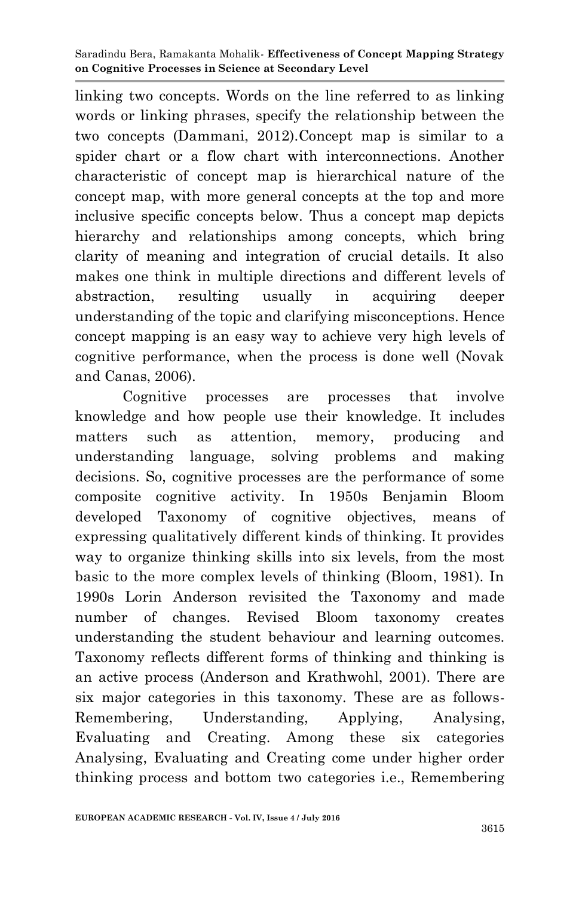linking two concepts. Words on the line referred to as linking words or linking phrases, specify the relationship between the two concepts (Dammani, 2012).Concept map is similar to a spider chart or a flow chart with interconnections. Another characteristic of concept map is hierarchical nature of the concept map, with more general concepts at the top and more inclusive specific concepts below. Thus a concept map depicts hierarchy and relationships among concepts, which bring clarity of meaning and integration of crucial details. It also makes one think in multiple directions and different levels of abstraction, resulting usually in acquiring deeper understanding of the topic and clarifying misconceptions. Hence concept mapping is an easy way to achieve very high levels of cognitive performance, when the process is done well (Novak and Canas, 2006).

Cognitive processes are processes that involve knowledge and how people use their knowledge. It includes matters such as attention, memory, producing and understanding language, solving problems and making decisions. So, cognitive processes are the performance of some composite cognitive activity. In 1950s Benjamin Bloom developed Taxonomy of cognitive objectives, means of expressing qualitatively different kinds of thinking. It provides way to organize thinking skills into six levels, from the most basic to the more complex levels of thinking (Bloom, 1981). In 1990s Lorin Anderson revisited the Taxonomy and made number of changes. Revised Bloom taxonomy creates understanding the student behaviour and learning outcomes. Taxonomy reflects different forms of thinking and thinking is an active process (Anderson and Krathwohl, 2001). There are six major categories in this taxonomy. These are as follows- Remembering, Understanding, Applying, Analysing, Evaluating and Creating. Among these six categories Analysing, Evaluating and Creating come under higher order thinking process and bottom two categories i.e., Remembering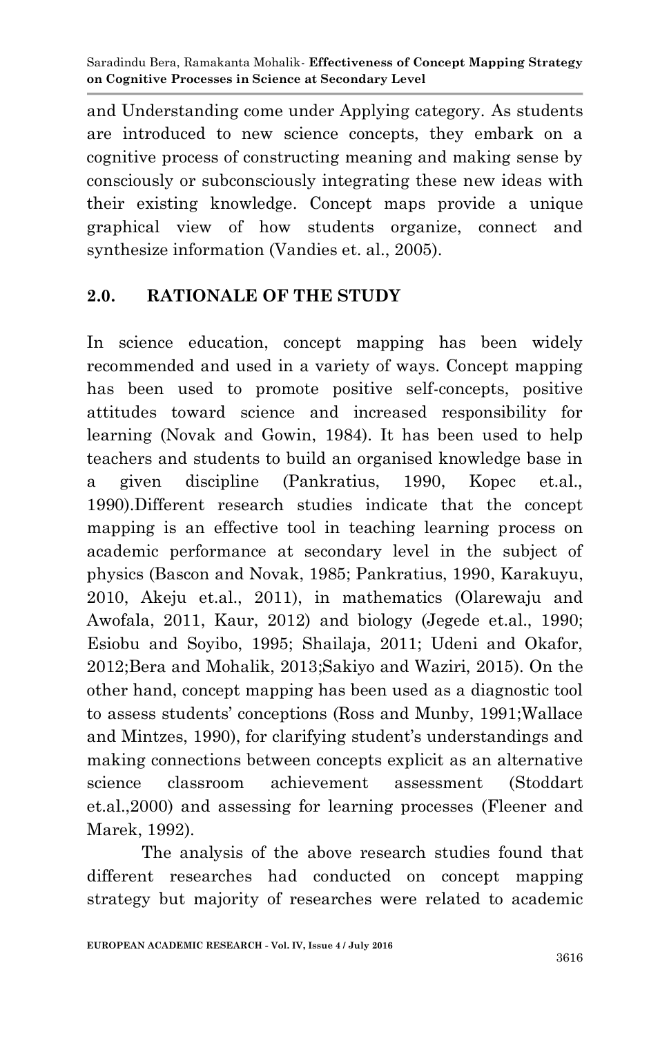and Understanding come under Applying category. As students are introduced to new science concepts, they embark on a cognitive process of constructing meaning and making sense by consciously or subconsciously integrating these new ideas with their existing knowledge. Concept maps provide a unique graphical view of how students organize, connect and synthesize information (Vandies et. al., 2005).

## 2.0. RATIONALE OF THE STUDY

In science education, concept mapping has been widely recommended and used in a variety of ways. Concept mapping has been used to promote positive self-concepts, positive attitudes toward science and increased responsibility for learning (Novak and Gowin, 1984). It has been used to help teachers and students to build an organised knowledge base in a given discipline (Pankratius, 1990, Kopec et.al., 1990).Different research studies indicate that the concept mapping is an effective tool in teaching learning process on academic performance at secondary level in the subject of physics (Bascon and Novak, 1985; Pankratius, 1990, Karakuyu, 2010, Akeju et.al., 2011), in mathematics (Olarewaju and Awofala, 2011, Kaur, 2012) and biology (Jegede et.al., 1990; Esiobu and Soyibo, 1995; Shailaja, 2011; Udeni and Okafor, 2012;Bera and Mohalik, 2013;Sakiyo and Waziri, 2015). On the other hand, concept mapping has been used as a diagnostic tool to assess students' conceptions (Ross and Munby, 1991;Wallace and Mintzes, 1990), for clarifying student's understandings and making connections between concepts explicit as an alternative science classroom achievement assessment (Stoddart et.al.,2000) and assessing for learning processes (Fleener and Marek, 1992).

The analysis of the above research studies found that different researches had conducted on concept mapping strategy but majority of researches were related to academic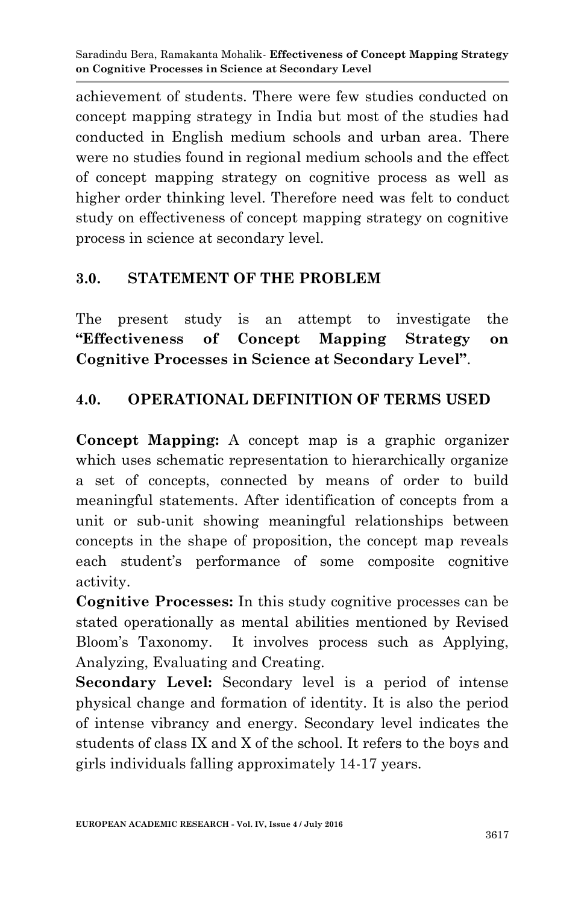achievement of students. There were few studies conducted on concept mapping strategy in India but most of the studies had conducted in English medium schools and urban area. There were no studies found in regional medium schools and the effect of concept mapping strategy on cognitive process as well as higher order thinking level. Therefore need was felt to conduct study on effectiveness of concept mapping strategy on cognitive process in science at secondary level.

## 3.0. STATEMENT OF THE PROBLEM

The present study is an attempt to investigate the **"Effectiveness of Concept Mapping Strategy on Cognitive Processes in Science at Secondary Level"**.

## 4.0. OPERATIONAL DEFINITION OF TERMS USED

**Concept Mapping:** A concept map is a graphic organizer which uses schematic representation to hierarchically organize a set of concepts, connected by means of order to build meaningful statements. After identification of concepts from a unit or sub-unit showing meaningful relationships between concepts in the shape of proposition, the concept map reveals each student's performance of some composite cognitive activity.

**Cognitive Processes:** In this study cognitive processes can be stated operationally as mental abilities mentioned by Revised Bloom's Taxonomy. It involves process such as Applying, Analyzing, Evaluating and Creating.

**Secondary Level:** Secondary level is a period of intense physical change and formation of identity. It is also the period of intense vibrancy and energy. Secondary level indicates the students of class IX and X of the school. It refers to the boys and girls individuals falling approximately 14-17 years.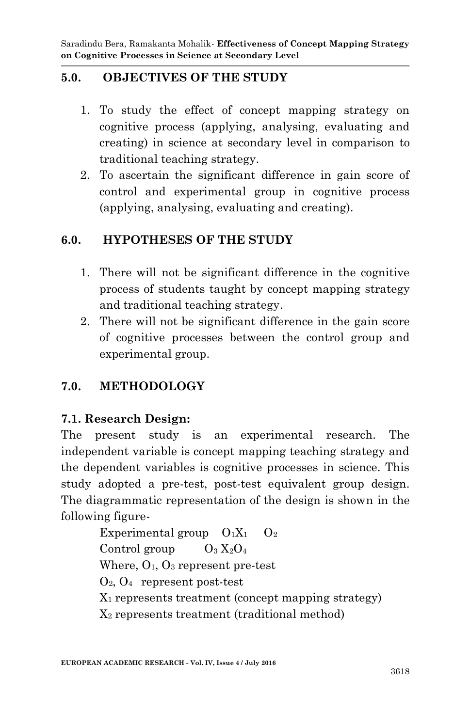## 5.0. OBJECTIVES OF THE STUDY

1. To study the effect of concept mapping strategy on cognitive process (applying, analysing, evaluating and creating) in science at secondary level in comparison to traditional teaching strategy.
2. To ascertain the significant difference in gain score of control and experimental group in cognitive process (applying, analysing, evaluating and creating).

## 6.0. HYPOTHESES OF THE STUDY

1. There will not be significant difference in the cognitive process of students taught by concept mapping strategy and traditional teaching strategy.
2. There will not be significant difference in the gain score of cognitive processes between the control group and experimental group.

## 7.0. METHODOLOGY

### 7.1. Research Design:

The present study is an experimental research. The independent variable is concept mapping teaching strategy and the dependent variables is cognitive processes in science. This study adopted a pre-test, post-test equivalent group design. The diagrammatic representation of the design is shown in the following figure-

Experimental group $O_1 X_1$ $O_2$

Control group $O_3$ $X_2 O_4$

Where, $O_1$, $O_3$ represent pre-test

$O_2$, $O_4$ represent post-test

$X_1$ represents treatment (concept mapping strategy)

$X_2$ represents treatment (traditional method)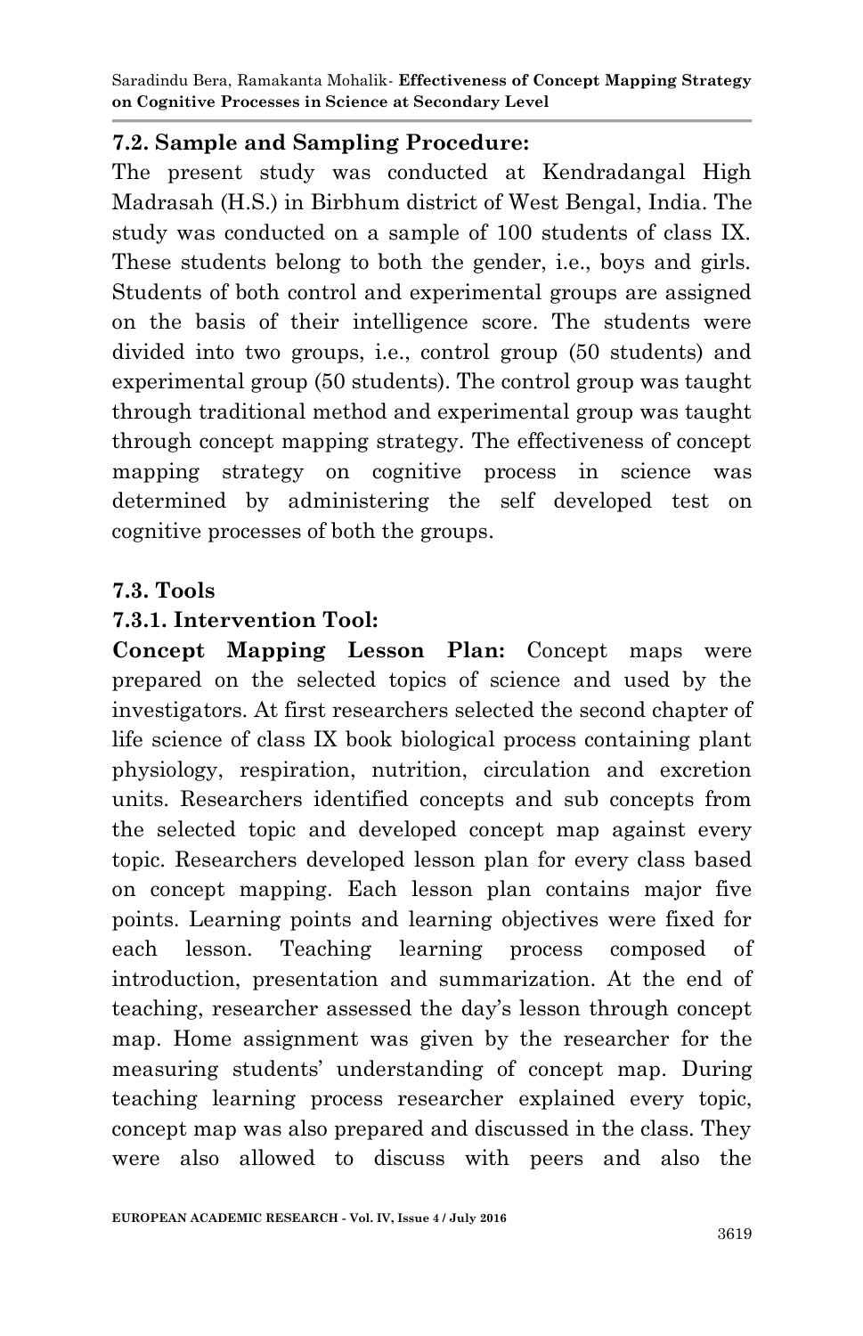### 7.2. Sample and Sampling Procedure:

The present study was conducted at Kendradangal High Madrasah (H.S.) in Birbhum district of West Bengal, India. The study was conducted on a sample of 100 students of class IX. These students belong to both the gender, i.e., boys and girls. Students of both control and experimental groups are assigned on the basis of their intelligence score. The students were divided into two groups, i.e., control group (50 students) and experimental group (50 students). The control group was taught through traditional method and experimental group was taught through concept mapping strategy. The effectiveness of concept mapping strategy on cognitive process in science was determined by administering the self developed test on cognitive processes of both the groups.

### 7.3. Tools

#### 7.3.1. Intervention Tool:

**Concept Mapping Lesson Plan:** Concept maps were prepared on the selected topics of science and used by the investigators. At first researchers selected the second chapter of life science of class IX book biological process containing plant physiology, respiration, nutrition, circulation and excretion units. Researchers identified concepts and sub concepts from the selected topic and developed concept map against every topic. Researchers developed lesson plan for every class based on concept mapping. Each lesson plan contains major five points. Learning points and learning objectives were fixed for each lesson. Teaching learning process composed of introduction, presentation and summarization. At the end of teaching, researcher assessed the day's lesson through concept map. Home assignment was given by the researcher for the measuring students' understanding of concept map. During teaching learning process researcher explained every topic, concept map was also prepared and discussed in the class. They were also allowed to discuss with peers and also the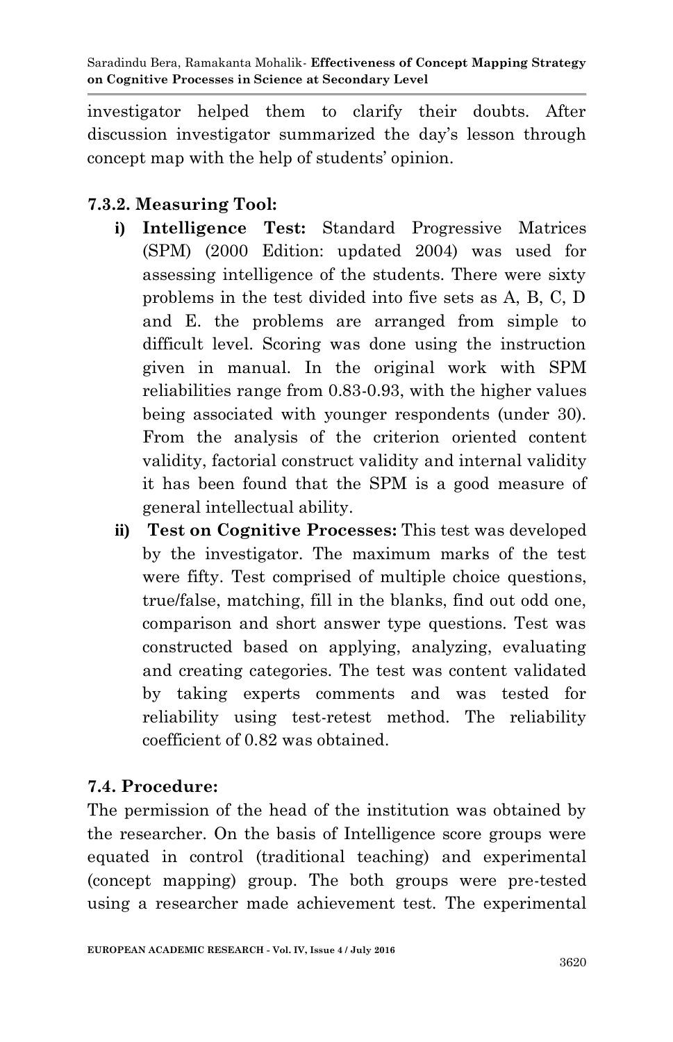investigator helped them to clarify their doubts. After discussion investigator summarized the day's lesson through concept map with the help of students' opinion.

### 7.3.2. Measuring Tool:

i) **Intelligence Test:** Standard Progressive Matrices (SPM) (2000 Edition: updated 2004) was used for assessing intelligence of the students. There were sixty problems in the test divided into five sets as A, B, C, D and E. the problems are arranged from simple to difficult level. Scoring was done using the instruction given in manual. In the original work with SPM reliabilities range from 0.83-0.93, with the higher values being associated with younger respondents (under 30). From the analysis of the criterion oriented content validity, factorial construct validity and internal validity it has been found that the SPM is a good measure of general intellectual ability.

ii) **Test on Cognitive Processes:** This test was developed by the investigator. The maximum marks of the test were fifty. Test comprised of multiple choice questions, true/false, matching, fill in the blanks, find out odd one, comparison and short answer type questions. Test was constructed based on applying, analyzing, evaluating and creating categories. The test was content validated by taking experts comments and was tested for reliability using test-retest method. The reliability coefficient of 0.82 was obtained.

### 7.4. Procedure:

The permission of the head of the institution was obtained by the researcher. On the basis of Intelligence score groups were equated in control (traditional teaching) and experimental (concept mapping) group. The both groups were pre-tested using a researcher made achievement test. The experimental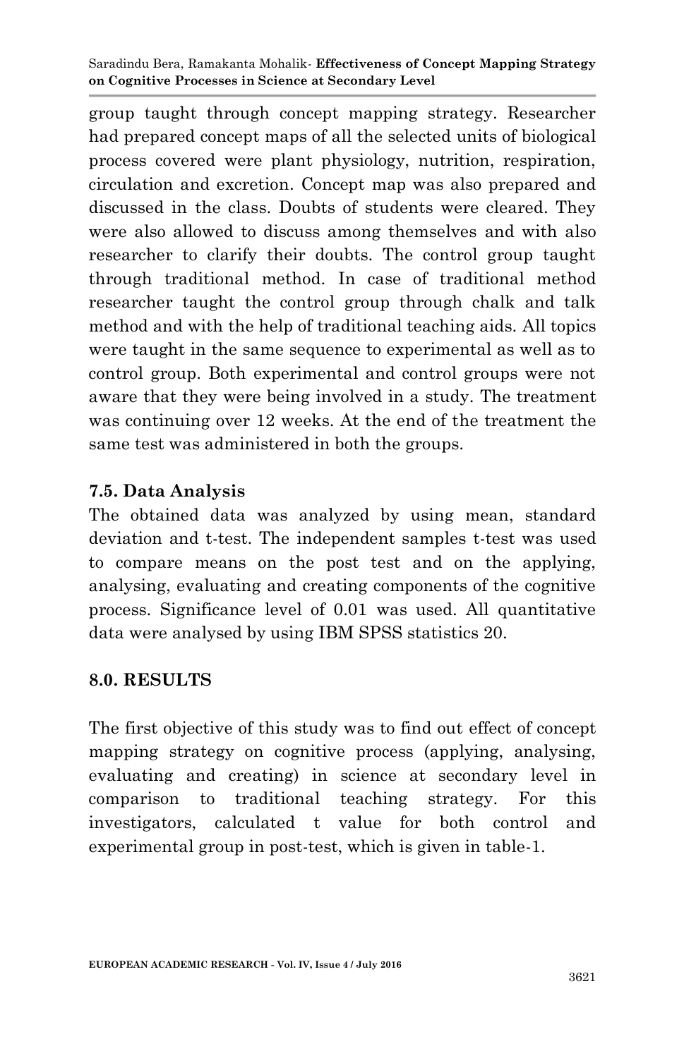group taught through concept mapping strategy. Researcher had prepared concept maps of all the selected units of biological process covered were plant physiology, nutrition, respiration, circulation and excretion. Concept map was also prepared and discussed in the class. Doubts of students were cleared. They were also allowed to discuss among themselves and with also researcher to clarify their doubts. The control group taught through traditional method. In case of traditional method researcher taught the control group through chalk and talk method and with the help of traditional teaching aids. All topics were taught in the same sequence to experimental as well as to control group. Both experimental and control groups were not aware that they were being involved in a study. The treatment was continuing over 12 weeks. At the end of the treatment the same test was administered in both the groups.

### 7.5. Data Analysis

The obtained data was analyzed by using mean, standard deviation and t-test. The independent samples t-test was used to compare means on the post test and on the applying, analysing, evaluating and creating components of the cognitive process. Significance level of 0.01 was used. All quantitative data were analysed by using IBM SPSS statistics 20.

## 8.0. RESULTS

The first objective of this study was to find out effect of concept mapping strategy on cognitive process (applying, analysing, evaluating and creating) in science at secondary level in comparison to traditional teaching strategy. For this investigators, calculated t value for both control and experimental group in post-test, which is given in table-1.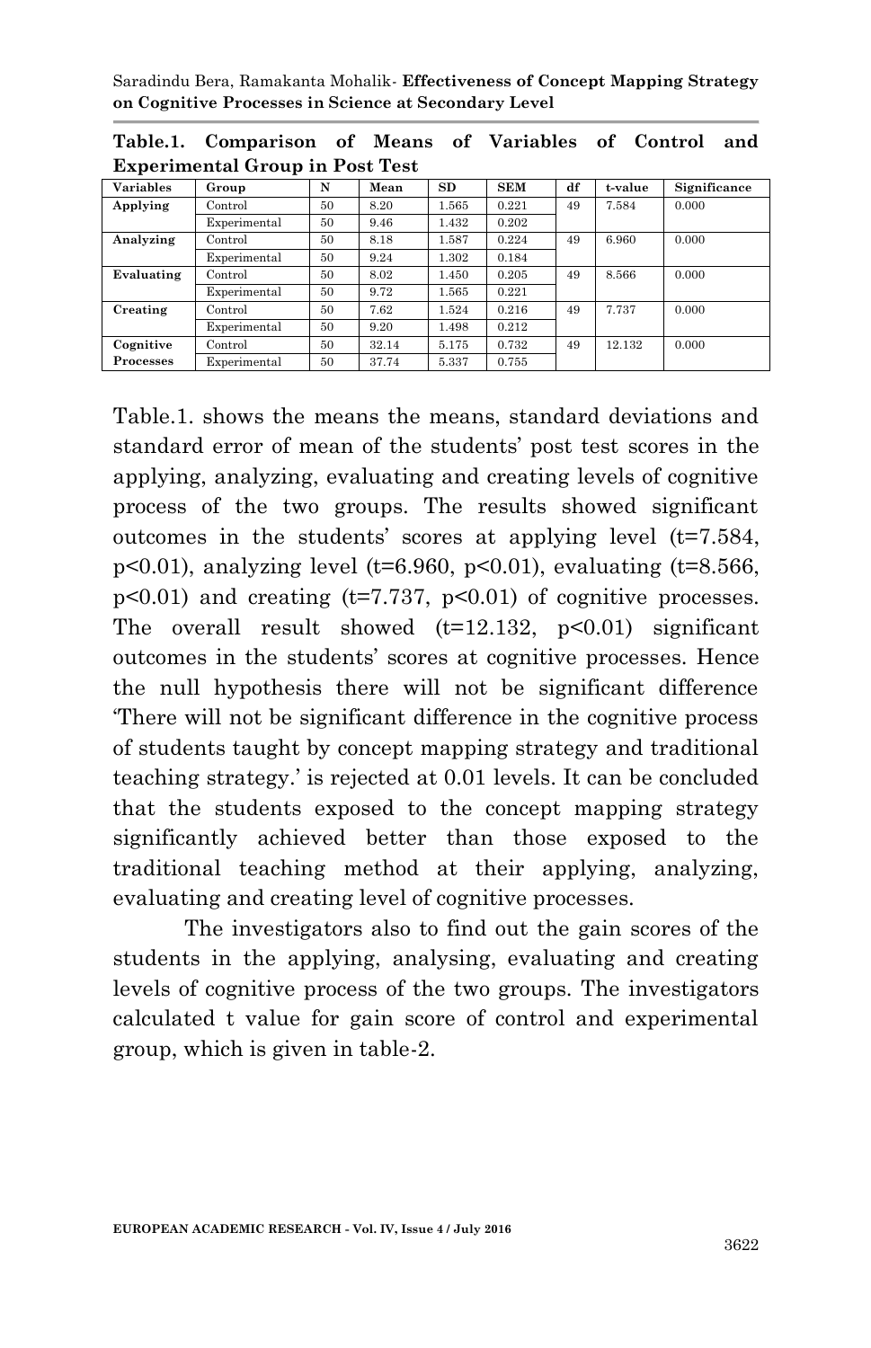**Table.1. Comparison of Means of Variables of Control and Experimental Group in Post Test**

| Variables | Group | N | Mean | SD | SEM | df | t-value | Significance |
|---|---|---|---|---|---|---|---|---|
| **Applying** | Control | 50 | 8.20 | 1.565 | 0.221 | 49 | 7.584 | 0.000 |
| | Experimental | 50 | 9.46 | 1.432 | 0.202 | | | |
| **Analyzing** | Control | 50 | 8.18 | 1.587 | 0.224 | 49 | 6.960 | 0.000 |
| | Experimental | 50 | 9.24 | 1.302 | 0.184 | | | |
| **Evaluating** | Control | 50 | 8.02 | 1.450 | 0.205 | 49 | 8.566 | 0.000 |
| | Experimental | 50 | 9.72 | 1.565 | 0.221 | | | |
| **Creating** | Control | 50 | 7.62 | 1.524 | 0.216 | 49 | 7.737 | 0.000 |
| | Experimental | 50 | 9.20 | 1.498 | 0.212 | | | |
| **Cognitive Processes** | Control | 50 | 32.14 | 5.175 | 0.732 | 49 | 12.132 | 0.000 |
| | Experimental | 50 | 37.74 | 5.337 | 0.755 | | | |

Table.1. shows the means the means, standard deviations and standard error of mean of the students' post test scores in the applying, analyzing, evaluating and creating levels of cognitive process of the two groups. The results showed significant outcomes in the students' scores at applying level ($t=7.584$, $p<0.01$), analyzing level ($t=6.960$, $p<0.01$), evaluating ($t=8.566$, $p<0.01$) and creating ($t=7.737$, $p<0.01$) of cognitive processes. The overall result showed ($t=12.132$, $p<0.01$) significant outcomes in the students' scores at cognitive processes. Hence the null hypothesis there will not be significant difference 'There will not be significant difference in the cognitive process of students taught by concept mapping strategy and traditional teaching strategy.' is rejected at 0.01 levels. It can be concluded that the students exposed to the concept mapping strategy significantly achieved better than those exposed to the traditional teaching method at their applying, analyzing, evaluating and creating level of cognitive processes.

The investigators also to find out the gain scores of the students in the applying, analysing, evaluating and creating levels of cognitive process of the two groups. The investigators calculated t value for gain score of control and experimental group, which is given in table-2.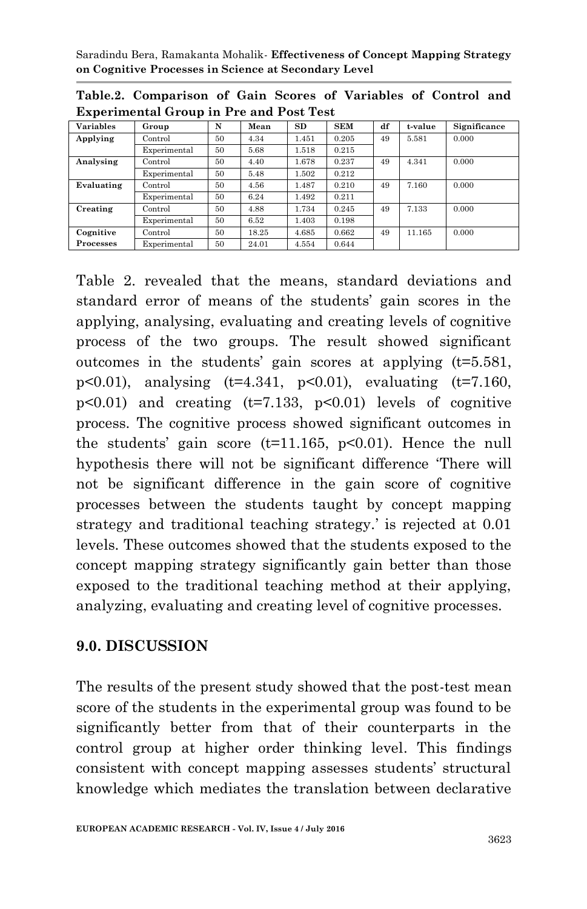**Table.2. Comparison of Gain Scores of Variables of Control and Experimental Group in Pre and Post Test**

| Variables | Group | N | Mean | SD | SEM | df | t-value | Significance |
|---|---|---|---|---|---|---|---|---|
| **Applying** | Control | 50 | 4.34 | 1.451 | 0.205 | 49 | 5.581 | 0.000 |
| | Experimental | 50 | 5.68 | 1.518 | 0.215 | | | |
| **Analysing** | Control | 50 | 4.40 | 1.678 | 0.237 | 49 | 4.341 | 0.000 |
| | Experimental | 50 | 5.48 | 1.502 | 0.212 | | | |
| **Evaluating** | Control | 50 | 4.56 | 1.487 | 0.210 | 49 | 7.160 | 0.000 |
| | Experimental | 50 | 6.24 | 1.492 | 0.211 | | | |
| **Creating** | Control | 50 | 4.88 | 1.734 | 0.245 | 49 | 7.133 | 0.000 |
| | Experimental | 50 | 6.52 | 1.403 | 0.198 | | | |
| **Cognitive Processes** | Control | 50 | 18.25 | 4.685 | 0.662 | 49 | 11.165 | 0.000 |
| | Experimental | 50 | 24.01 | 4.554 | 0.644 | | | |

Table 2. revealed that the means, standard deviations and standard error of means of the students' gain scores in the applying, analysing, evaluating and creating levels of cognitive process of the two groups. The result showed significant outcomes in the students' gain scores at applying ($t=5.581$, $p<0.01$), analysing ($t=4.341$, $p<0.01$), evaluating ($t=7.160$, $p<0.01$) and creating ($t=7.133$, $p<0.01$) levels of cognitive process. The cognitive process showed significant outcomes in the students' gain score ($t=11.165$, $p<0.01$). Hence the null hypothesis there will not be significant difference 'There will not be significant difference in the gain score of cognitive processes between the students taught by concept mapping strategy and traditional teaching strategy.' is rejected at 0.01 levels. These outcomes showed that the students exposed to the concept mapping strategy significantly gain better than those exposed to the traditional teaching method at their applying, analyzing, evaluating and creating level of cognitive processes.

## 9.0. DISCUSSION

The results of the present study showed that the post-test mean score of the students in the experimental group was found to be significantly better from that of their counterparts in the control group at higher order thinking level. This findings consistent with concept mapping assesses students' structural knowledge which mediates the translation between declarative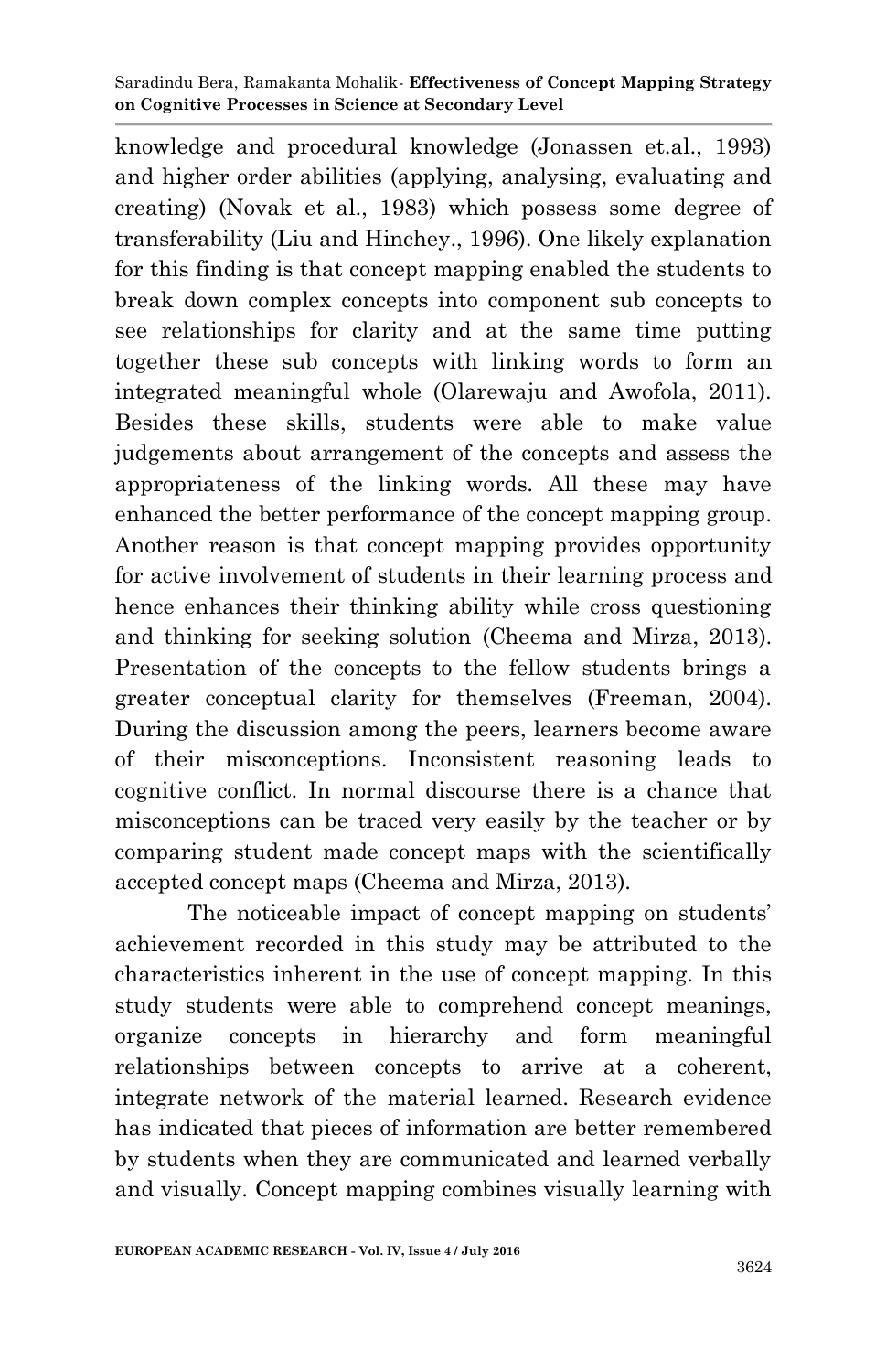knowledge and procedural knowledge (Jonassen et.al., 1993) and higher order abilities (applying, analysing, evaluating and creating) (Novak et al., 1983) which possess some degree of transferability (Liu and Hinchey., 1996). One likely explanation for this finding is that concept mapping enabled the students to break down complex concepts into component sub concepts to see relationships for clarity and at the same time putting together these sub concepts with linking words to form an integrated meaningful whole (Olarewaju and Awofola, 2011). Besides these skills, students were able to make value judgements about arrangement of the concepts and assess the appropriateness of the linking words. All these may have enhanced the better performance of the concept mapping group. Another reason is that concept mapping provides opportunity for active involvement of students in their learning process and hence enhances their thinking ability while cross questioning and thinking for seeking solution (Cheema and Mirza, 2013). Presentation of the concepts to the fellow students brings a greater conceptual clarity for themselves (Freeman, 2004). During the discussion among the peers, learners become aware of their misconceptions. Inconsistent reasoning leads to cognitive conflict. In normal discourse there is a chance that misconceptions can be traced very easily by the teacher or by comparing student made concept maps with the scientifically accepted concept maps (Cheema and Mirza, 2013).

The noticeable impact of concept mapping on students' achievement recorded in this study may be attributed to the characteristics inherent in the use of concept mapping. In this study students were able to comprehend concept meanings, organize concepts in hierarchy and form meaningful relationships between concepts to arrive at a coherent, integrate network of the material learned. Research evidence has indicated that pieces of information are better remembered by students when they are communicated and learned verbally and visually. Concept mapping combines visually learning with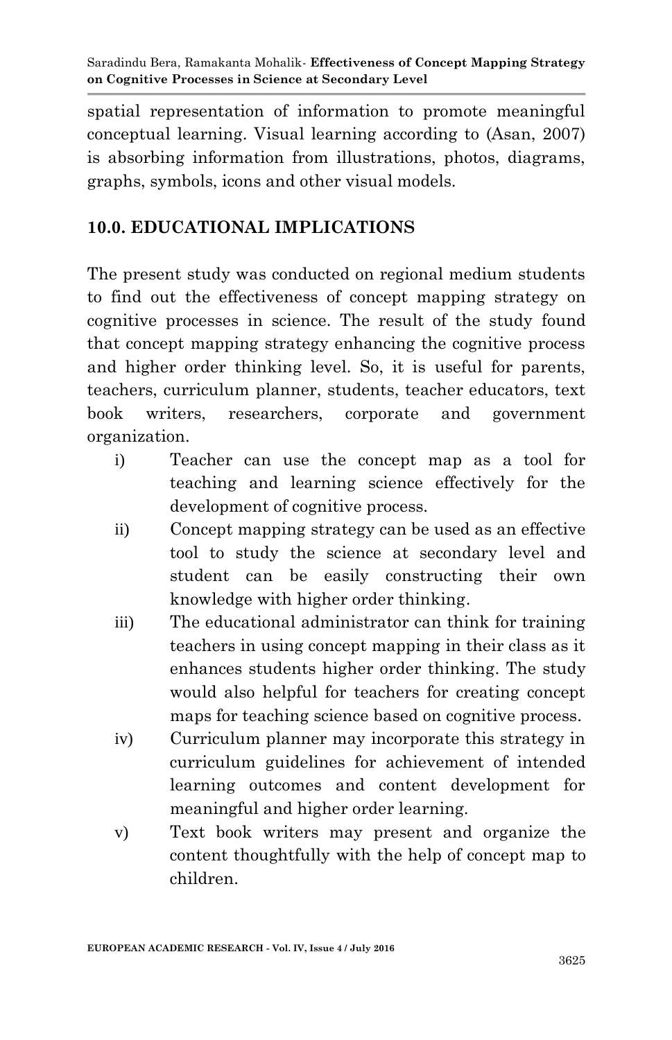spatial representation of information to promote meaningful conceptual learning. Visual learning according to (Asan, 2007) is absorbing information from illustrations, photos, diagrams, graphs, symbols, icons and other visual models.

## 10.0. EDUCATIONAL IMPLICATIONS

The present study was conducted on regional medium students to find out the effectiveness of concept mapping strategy on cognitive processes in science. The result of the study found that concept mapping strategy enhancing the cognitive process and higher order thinking level. So, it is useful for parents, teachers, curriculum planner, students, teacher educators, text book writers, researchers, corporate and government organization.

i) Teacher can use the concept map as a tool for teaching and learning science effectively for the development of cognitive process.

ii) Concept mapping strategy can be used as an effective tool to study the science at secondary level and student can be easily constructing their own knowledge with higher order thinking.

iii) The educational administrator can think for training teachers in using concept mapping in their class as it enhances students higher order thinking. The study would also helpful for teachers for creating concept maps for teaching science based on cognitive process.

iv) Curriculum planner may incorporate this strategy in curriculum guidelines for achievement of intended learning outcomes and content development for meaningful and higher order learning.

v) Text book writers may present and organize the content thoughtfully with the help of concept map to children.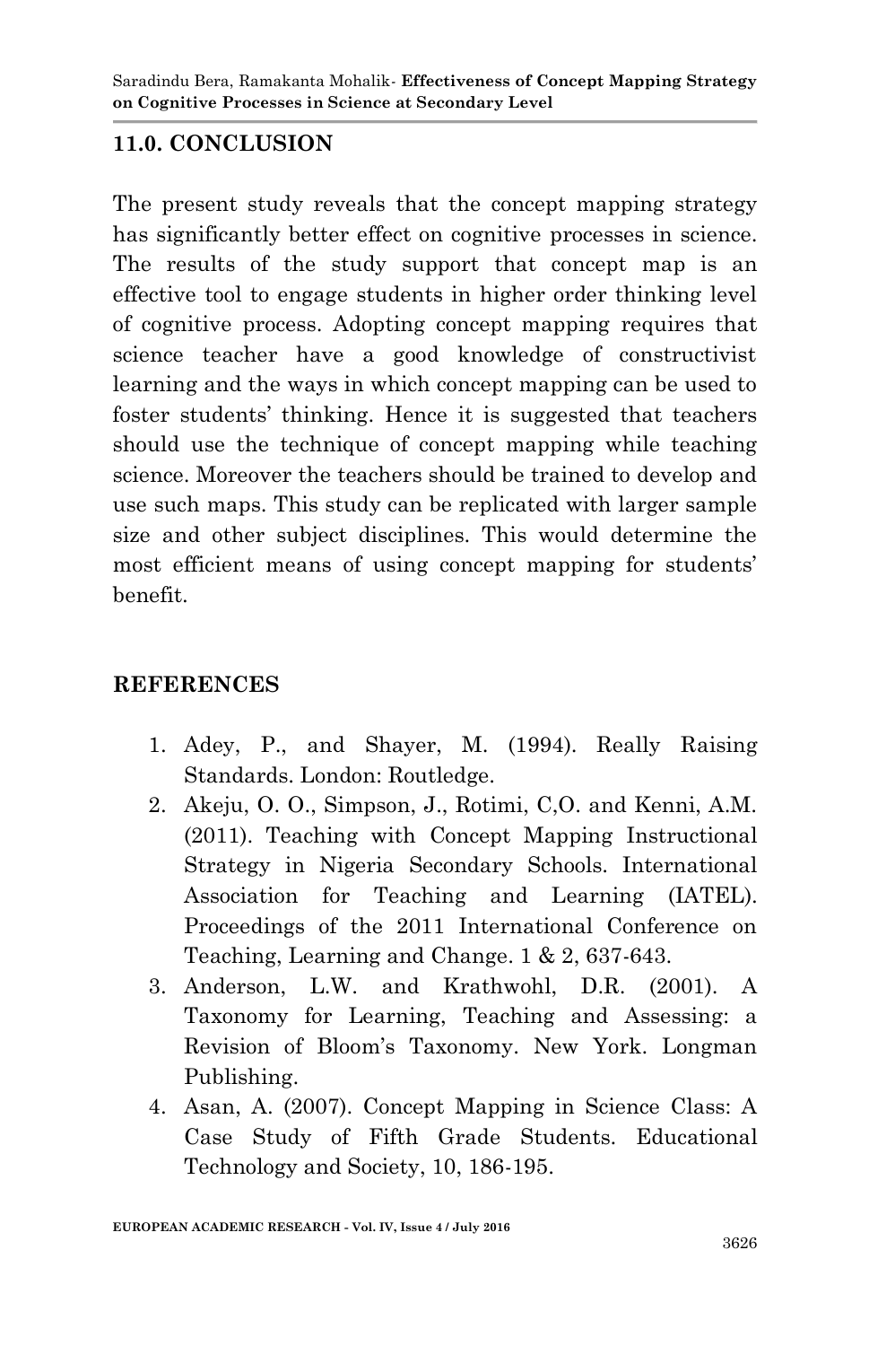## 11.0. CONCLUSION

The present study reveals that the concept mapping strategy has significantly better effect on cognitive processes in science. The results of the study support that concept map is an effective tool to engage students in higher order thinking level of cognitive process. Adopting concept mapping requires that science teacher have a good knowledge of constructivist learning and the ways in which concept mapping can be used to foster students' thinking. Hence it is suggested that teachers should use the technique of concept mapping while teaching science. Moreover the teachers should be trained to develop and use such maps. This study can be replicated with larger sample size and other subject disciplines. This would determine the most efficient means of using concept mapping for students' benefit.

## REFERENCES

1. Adey, P., and Shayer, M. (1994). Really Raising Standards. London: Routledge.
2. Akeju, O. O., Simpson, J., Rotimi, C,O. and Kenni, A.M. (2011). Teaching with Concept Mapping Instructional Strategy in Nigeria Secondary Schools. International Association for Teaching and Learning (IATEL). Proceedings of the 2011 International Conference on Teaching, Learning and Change. 1 & 2, 637-643.
3. Anderson, L.W. and Krathwohl, D.R. (2001). A Taxonomy for Learning, Teaching and Assessing: a Revision of Bloom's Taxonomy. New York. Longman Publishing.
4. Asan, A. (2007). Concept Mapping in Science Class: A Case Study of Fifth Grade Students. Educational Technology and Society, 10, 186-195.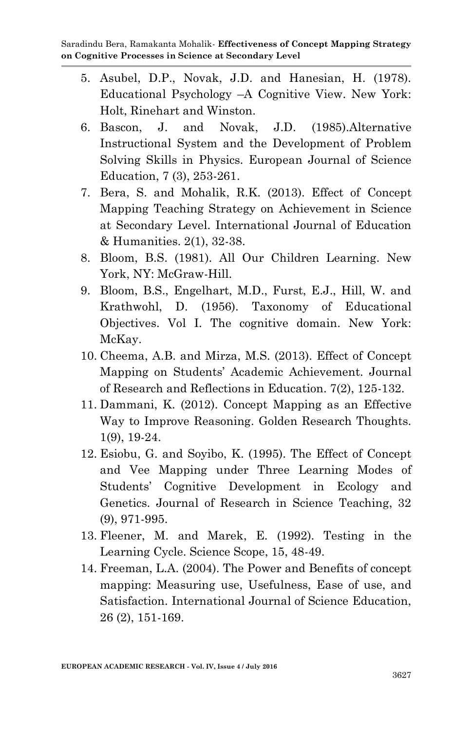5. Asubel, D.P., Novak, J.D. and Hanesian, H. (1978). Educational Psychology –A Cognitive View. New York: Holt, Rinehart and Winston.
6. Bascon, J. and Novak, J.D. (1985).Alternative Instructional System and the Development of Problem Solving Skills in Physics. European Journal of Science Education, 7 (3), 253-261.
7. Bera, S. and Mohalik, R.K. (2013). Effect of Concept Mapping Teaching Strategy on Achievement in Science at Secondary Level. International Journal of Education & Humanities. 2(1), 32-38.
8. Bloom, B.S. (1981). All Our Children Learning. New York, NY: McGraw-Hill.
9. Bloom, B.S., Engelhart, M.D., Furst, E.J., Hill, W. and Krathwohl, D. (1956). Taxonomy of Educational Objectives. Vol I. The cognitive domain. New York: McKay.
10. Cheema, A.B. and Mirza, M.S. (2013). Effect of Concept Mapping on Students' Academic Achievement. Journal of Research and Reflections in Education. 7(2), 125-132.
11. Dammani, K. (2012). Concept Mapping as an Effective Way to Improve Reasoning. Golden Research Thoughts. 1(9), 19-24.
12. Esiobu, G. and Soyibo, K. (1995). The Effect of Concept and Vee Mapping under Three Learning Modes of Students' Cognitive Development in Ecology and Genetics. Journal of Research in Science Teaching, 32 (9), 971-995.
13. Fleener, M. and Marek, E. (1992). Testing in the Learning Cycle. Science Scope, 15, 48-49.
14. Freeman, L.A. (2004). The Power and Benefits of concept mapping: Measuring use, Usefulness, Ease of use, and Satisfaction. International Journal of Science Education, 26 (2), 151-169.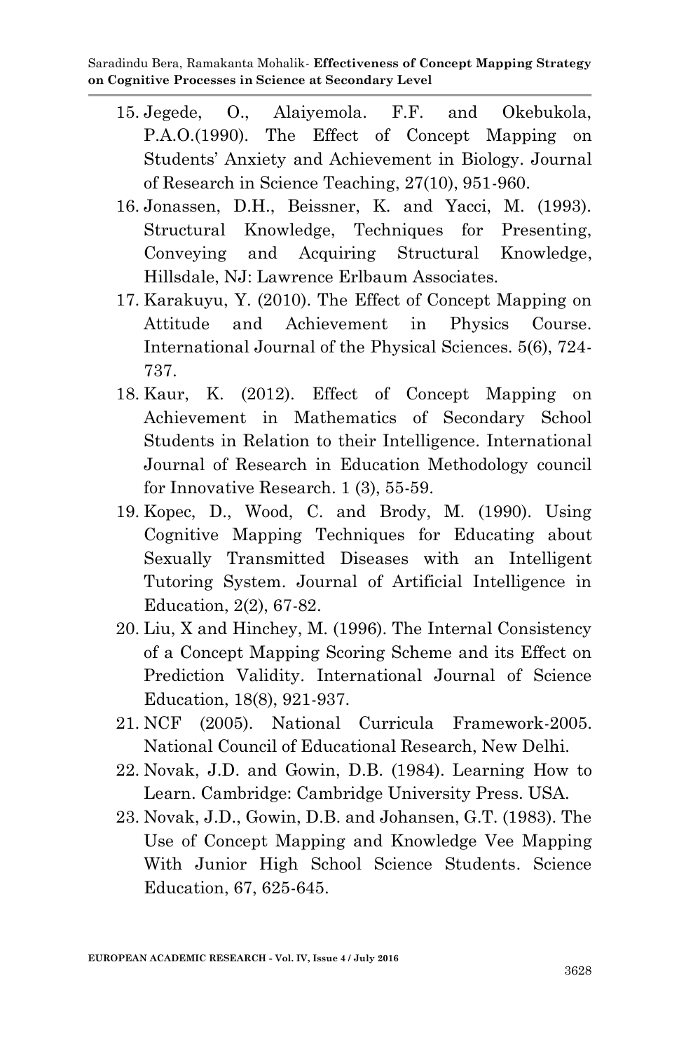15. Jegede, O., Alaiyemola. F.F. and Okebukola, P.A.O.(1990). The Effect of Concept Mapping on Students' Anxiety and Achievement in Biology. Journal of Research in Science Teaching, 27(10), 951-960.
16. Jonassen, D.H., Beissner, K. and Yacci, M. (1993). Structural Knowledge, Techniques for Presenting, Conveying and Acquiring Structural Knowledge, Hillsdale, NJ: Lawrence Erlbaum Associates.
17. Karakuyu, Y. (2010). The Effect of Concept Mapping on Attitude and Achievement in Physics Course. International Journal of the Physical Sciences. 5(6), 724-737.
18. Kaur, K. (2012). Effect of Concept Mapping on Achievement in Mathematics of Secondary School Students in Relation to their Intelligence. International Journal of Research in Education Methodology council for Innovative Research. 1 (3), 55-59.
19. Kopec, D., Wood, C. and Brody, M. (1990). Using Cognitive Mapping Techniques for Educating about Sexually Transmitted Diseases with an Intelligent Tutoring System. Journal of Artificial Intelligence in Education, 2(2), 67-82.
20. Liu, X and Hinchey, M. (1996). The Internal Consistency of a Concept Mapping Scoring Scheme and its Effect on Prediction Validity. International Journal of Science Education, 18(8), 921-937.
21. NCF (2005). National Curricula Framework-2005. National Council of Educational Research, New Delhi.
22. Novak, J.D. and Gowin, D.B. (1984). Learning How to Learn. Cambridge: Cambridge University Press. USA.
23. Novak, J.D., Gowin, D.B. and Johansen, G.T. (1983). The Use of Concept Mapping and Knowledge Vee Mapping With Junior High School Science Students. Science Education, 67, 625-645.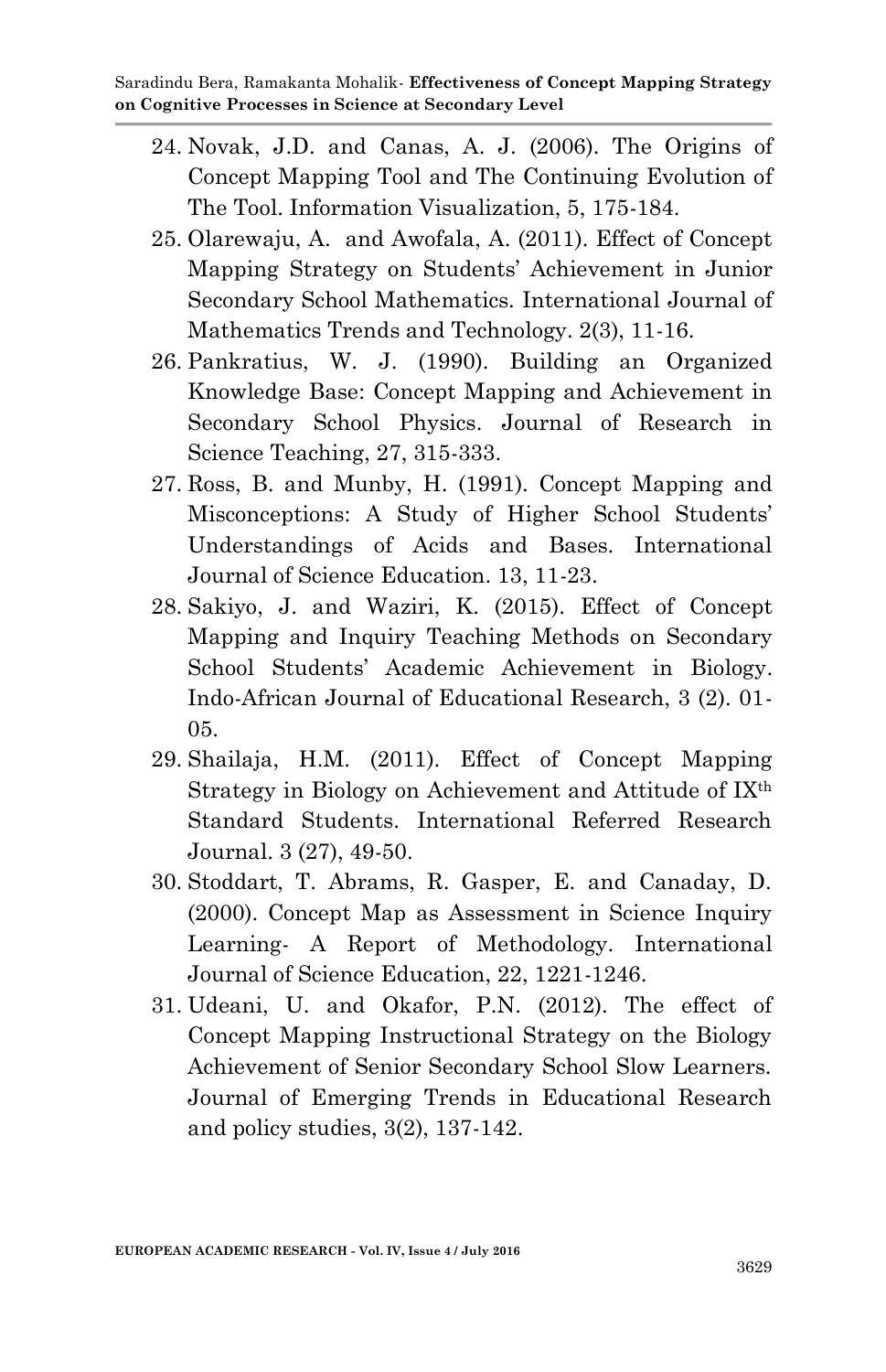24. Novak, J.D. and Canas, A. J. (2006). The Origins of Concept Mapping Tool and The Continuing Evolution of The Tool. Information Visualization, 5, 175-184.
25. Olarewaju, A. and Awofala, A. (2011). Effect of Concept Mapping Strategy on Students' Achievement in Junior Secondary School Mathematics. International Journal of Mathematics Trends and Technology. 2(3), 11-16.
26. Pankratius, W. J. (1990). Building an Organized Knowledge Base: Concept Mapping and Achievement in Secondary School Physics. Journal of Research in Science Teaching, 27, 315-333.
27. Ross, B. and Munby, H. (1991). Concept Mapping and Misconceptions: A Study of Higher School Students' Understandings of Acids and Bases. International Journal of Science Education. 13, 11-23.
28. Sakiyo, J. and Waziri, K. (2015). Effect of Concept Mapping and Inquiry Teaching Methods on Secondary School Students' Academic Achievement in Biology. Indo-African Journal of Educational Research, 3 (2). 01-05.
29. Shailaja, H.M. (2011). Effect of Concept Mapping Strategy in Biology on Achievement and Attitude of IX$^{th}$ Standard Students. International Referred Research Journal. 3 (27), 49-50.
30. Stoddart, T. Abrams, R. Gasper, E. and Canaday, D. (2000). Concept Map as Assessment in Science Inquiry Learning- A Report of Methodology. International Journal of Science Education, 22, 1221-1246.
31. Udeani, U. and Okafor, P.N. (2012). The effect of Concept Mapping Instructional Strategy on the Biology Achievement of Senior Secondary School Slow Learners. Journal of Emerging Trends in Educational Research and policy studies, 3(2), 137-142.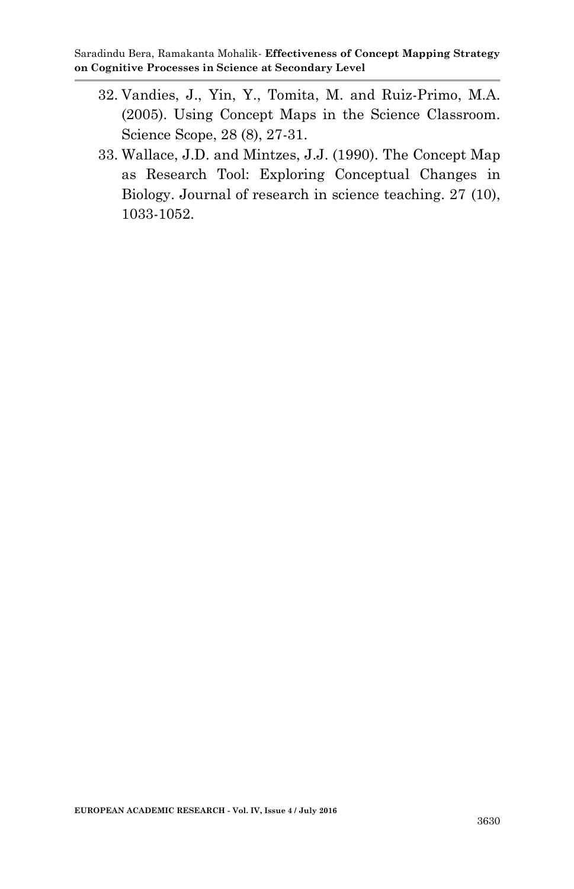32. Vandies, J., Yin, Y., Tomita, M. and Ruiz-Primo, M.A. (2005). Using Concept Maps in the Science Classroom. Science Scope, 28 (8), 27-31.
33. Wallace, J.D. and Mintzes, J.J. (1990). The Concept Map as Research Tool: Exploring Conceptual Changes in Biology. Journal of research in science teaching. 27 (10), 1033-1052.